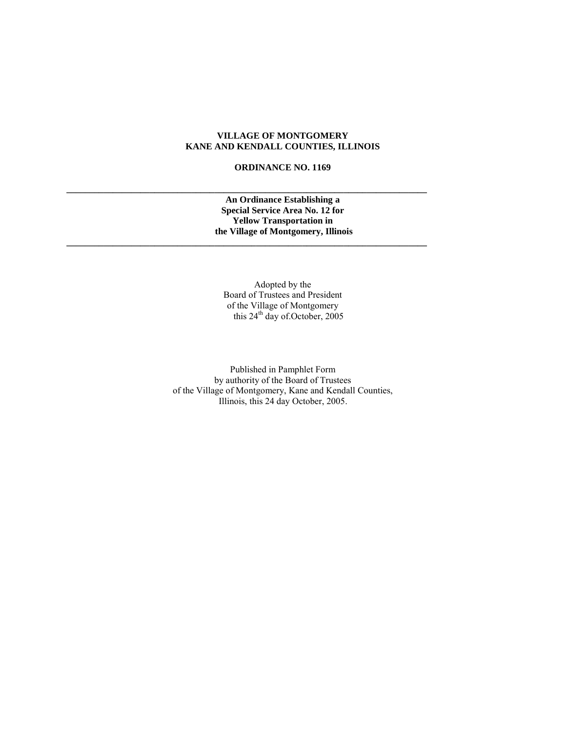**VILLAGE OF MONTGOMERY**
**KANE AND KENDALL COUNTIES, ILLINOIS**

**ORDINANCE NO. 1169**

---

**An Ordinance Establishing a Special Service Area No. 12 for Yellow Transportation in the Village of Montgomery, Illinois**

---

Adopted by the
Board of Trustees and President
of the Village of Montgomery
this 24th day of.October, 2005

Published in Pamphlet Form
by authority of the Board of Trustees
of the Village of Montgomery, Kane and Kendall Counties,
Illinois, this 24 day October, 2005.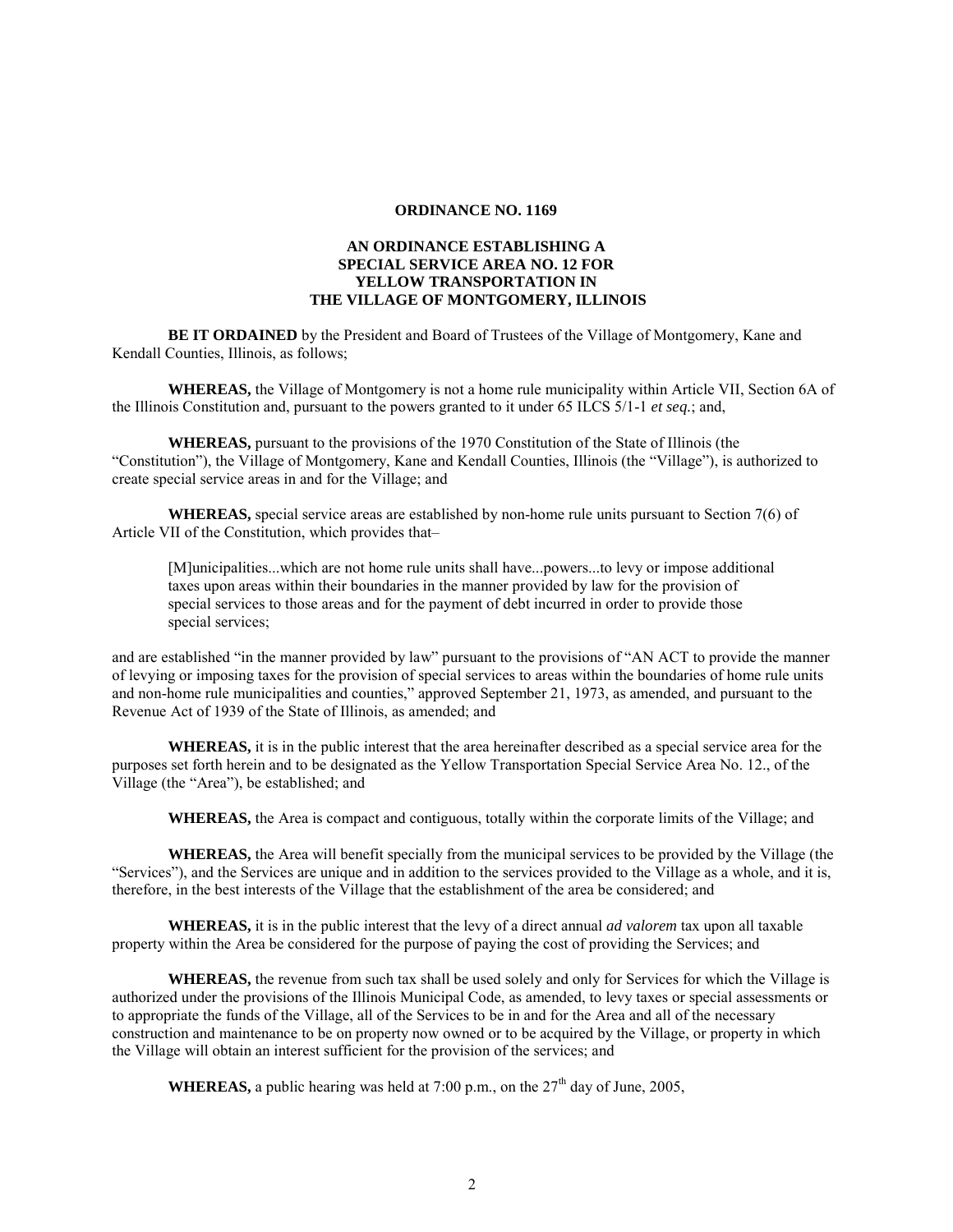**ORDINANCE NO. 1169**

**AN ORDINANCE ESTABLISHING A SPECIAL SERVICE AREA NO. 12 FOR YELLOW TRANSPORTATION IN THE VILLAGE OF MONTGOMERY, ILLINOIS**

**BE IT ORDAINED** by the President and Board of Trustees of the Village of Montgomery, Kane and Kendall Counties, Illinois, as follows;

**WHEREAS,** the Village of Montgomery is not a home rule municipality within Article VII, Section 6A of the Illinois Constitution and, pursuant to the powers granted to it under 65 ILCS 5/1-1 *et seq.*; and,

**WHEREAS,** pursuant to the provisions of the 1970 Constitution of the State of Illinois (the "Constitution"), the Village of Montgomery, Kane and Kendall Counties, Illinois (the "Village"), is authorized to create special service areas in and for the Village; and

**WHEREAS,** special service areas are established by non-home rule units pursuant to Section 7(6) of Article VII of the Constitution, which provides that–

> [M]unicipalities...which are not home rule units shall have...powers...to levy or impose additional taxes upon areas within their boundaries in the manner provided by law for the provision of special services to those areas and for the payment of debt incurred in order to provide those special services;

and are established "in the manner provided by law" pursuant to the provisions of "AN ACT to provide the manner of levying or imposing taxes for the provision of special services to areas within the boundaries of home rule units and non-home rule municipalities and counties," approved September 21, 1973, as amended, and pursuant to the Revenue Act of 1939 of the State of Illinois, as amended; and

**WHEREAS,** it is in the public interest that the area hereinafter described as a special service area for the purposes set forth herein and to be designated as the Yellow Transportation Special Service Area No. 12., of the Village (the "Area"), be established; and

**WHEREAS,** the Area is compact and contiguous, totally within the corporate limits of the Village; and

**WHEREAS,** the Area will benefit specially from the municipal services to be provided by the Village (the "Services"), and the Services are unique and in addition to the services provided to the Village as a whole, and it is, therefore, in the best interests of the Village that the establishment of the area be considered; and

**WHEREAS,** it is in the public interest that the levy of a direct annual *ad valorem* tax upon all taxable property within the Area be considered for the purpose of paying the cost of providing the Services; and

**WHEREAS,** the revenue from such tax shall be used solely and only for Services for which the Village is authorized under the provisions of the Illinois Municipal Code, as amended, to levy taxes or special assessments or to appropriate the funds of the Village, all of the Services to be in and for the Area and all of the necessary construction and maintenance to be on property now owned or to be acquired by the Village, or property in which the Village will obtain an interest sufficient for the provision of the services; and

**WHEREAS,** a public hearing was held at 7:00 p.m., on the 27th day of June, 2005,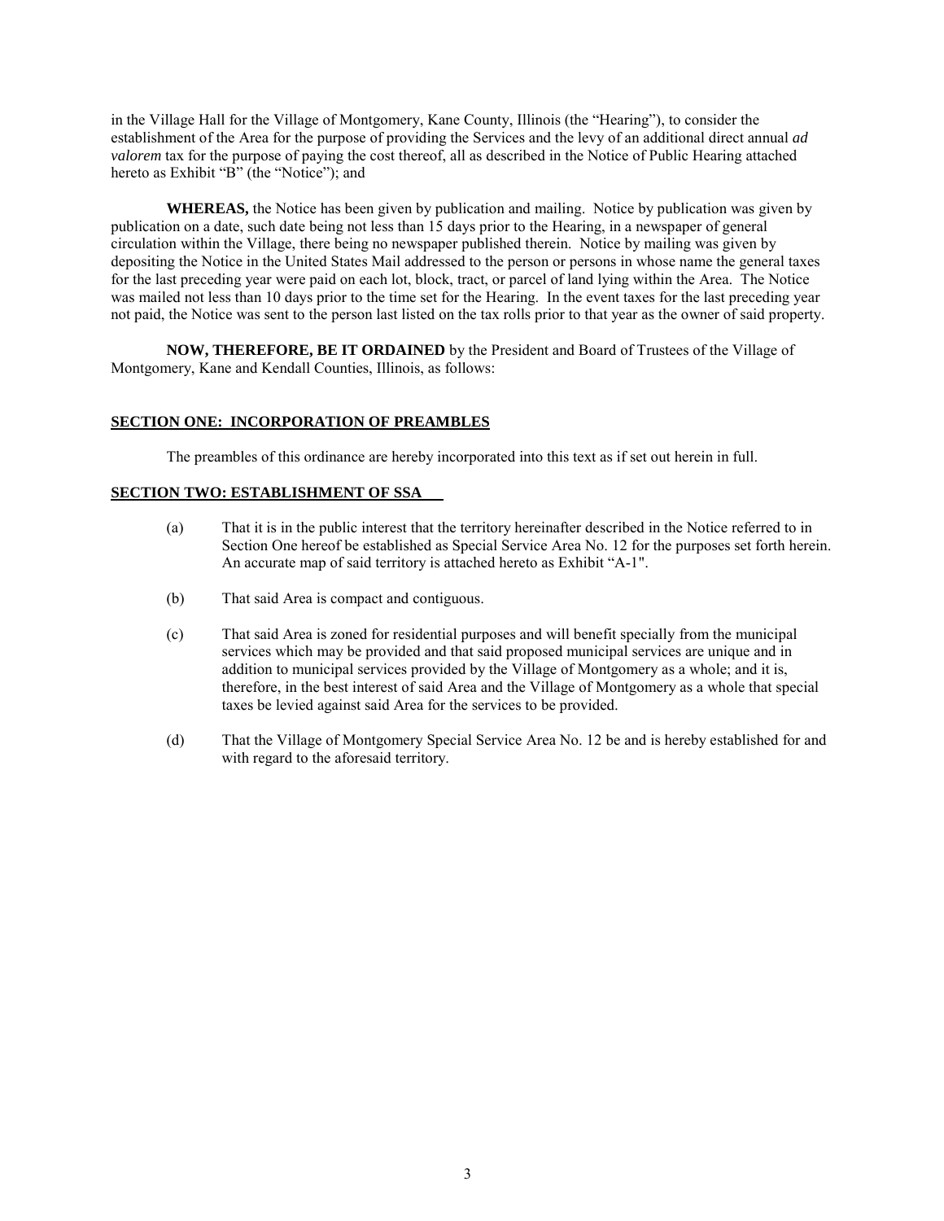in the Village Hall for the Village of Montgomery, Kane County, Illinois (the "Hearing"), to consider the establishment of the Area for the purpose of providing the Services and the levy of an additional direct annual *ad valorem* tax for the purpose of paying the cost thereof, all as described in the Notice of Public Hearing attached hereto as Exhibit "B" (the "Notice"); and

**WHEREAS,** the Notice has been given by publication and mailing. Notice by publication was given by publication on a date, such date being not less than 15 days prior to the Hearing, in a newspaper of general circulation within the Village, there being no newspaper published therein. Notice by mailing was given by depositing the Notice in the United States Mail addressed to the person or persons in whose name the general taxes for the last preceding year were paid on each lot, block, tract, or parcel of land lying within the Area. The Notice was mailed not less than 10 days prior to the time set for the Hearing. In the event taxes for the last preceding year not paid, the Notice was sent to the person last listed on the tax rolls prior to that year as the owner of said property.

**NOW, THEREFORE, BE IT ORDAINED** by the President and Board of Trustees of the Village of Montgomery, Kane and Kendall Counties, Illinois, as follows:

**SECTION ONE: INCORPORATION OF PREAMBLES**

The preambles of this ordinance are hereby incorporated into this text as if set out herein in full.

**SECTION TWO: ESTABLISHMENT OF SSA**

(a) That it is in the public interest that the territory hereinafter described in the Notice referred to in Section One hereof be established as Special Service Area No. 12 for the purposes set forth herein. An accurate map of said territory is attached hereto as Exhibit "A-1".

(b) That said Area is compact and contiguous.

(c) That said Area is zoned for residential purposes and will benefit specially from the municipal services which may be provided and that said proposed municipal services are unique and in addition to municipal services provided by the Village of Montgomery as a whole; and it is, therefore, in the best interest of said Area and the Village of Montgomery as a whole that special taxes be levied against said Area for the services to be provided.

(d) That the Village of Montgomery Special Service Area No. 12 be and is hereby established for and with regard to the aforesaid territory.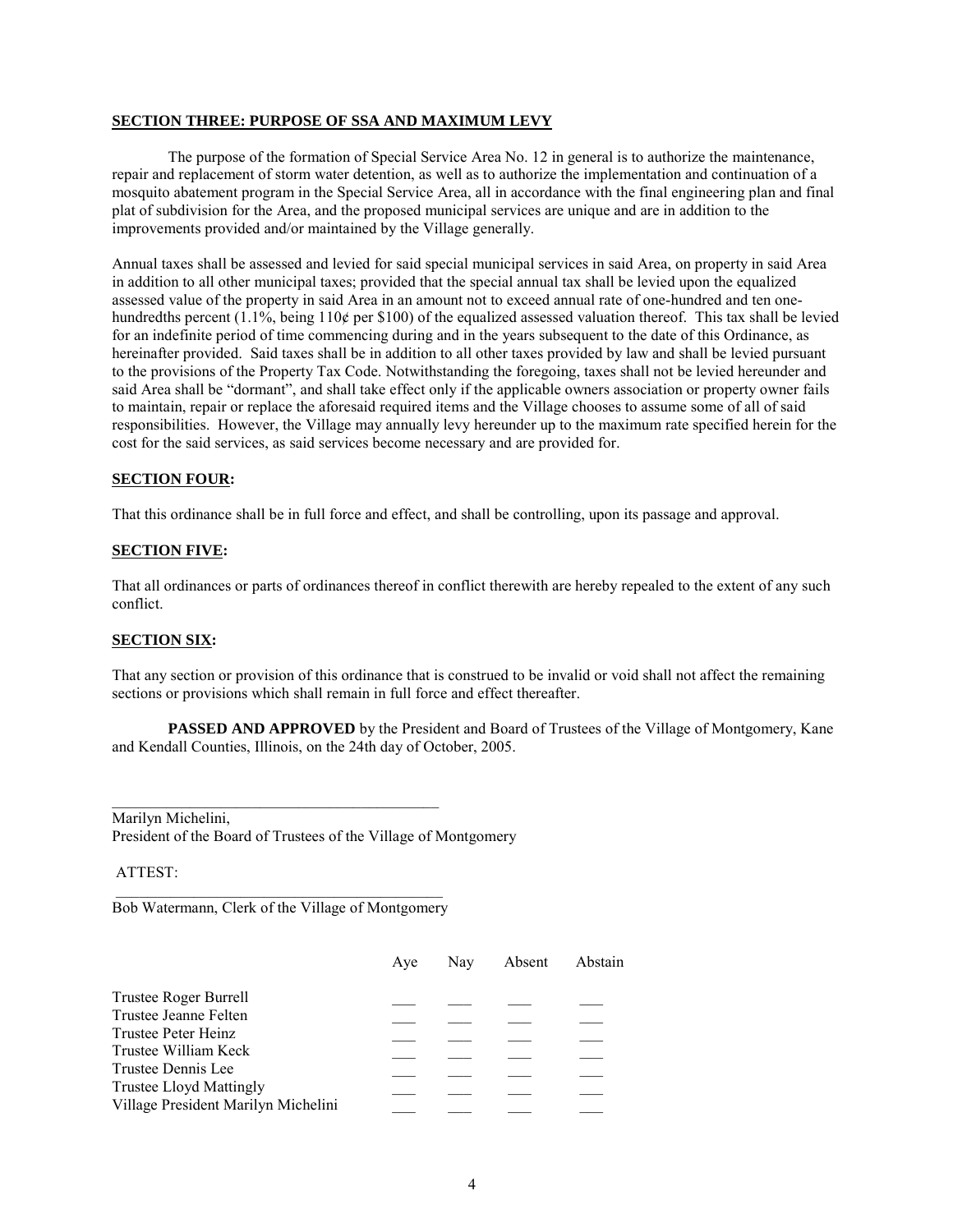**SECTION THREE: PURPOSE OF SSA AND MAXIMUM LEVY**

The purpose of the formation of Special Service Area No. 12 in general is to authorize the maintenance, repair and replacement of storm water detention, as well as to authorize the implementation and continuation of a mosquito abatement program in the Special Service Area, all in accordance with the final engineering plan and final plat of subdivision for the Area, and the proposed municipal services are unique and are in addition to the improvements provided and/or maintained by the Village generally.

Annual taxes shall be assessed and levied for said special municipal services in said Area, on property in said Area in addition to all other municipal taxes; provided that the special annual tax shall be levied upon the equalized assessed value of the property in said Area in an amount not to exceed annual rate of one-hundred and ten one-hundredths percent (1.1%, being 110¢ per $100) of the equalized assessed valuation thereof. This tax shall be levied for an indefinite period of time commencing during and in the years subsequent to the date of this Ordinance, as hereinafter provided. Said taxes shall be in addition to all other taxes provided by law and shall be levied pursuant to the provisions of the Property Tax Code. Notwithstanding the foregoing, taxes shall not be levied hereunder and said Area shall be "dormant", and shall take effect only if the applicable owners association or property owner fails to maintain, repair or replace the aforesaid required items and the Village chooses to assume some of all of said responsibilities. However, the Village may annually levy hereunder up to the maximum rate specified herein for the cost for the said services, as said services become necessary and are provided for.

**SECTION FOUR:**

That this ordinance shall be in full force and effect, and shall be controlling, upon its passage and approval.

**SECTION FIVE:**

That all ordinances or parts of ordinances thereof in conflict therewith are hereby repealed to the extent of any such conflict.

**SECTION SIX:**

That any section or provision of this ordinance that is construed to be invalid or void shall not affect the remaining sections or provisions which shall remain in full force and effect thereafter.

**PASSED AND APPROVED** by the President and Board of Trustees of the Village of Montgomery, Kane and Kendall Counties, Illinois, on the 24th day of October, 2005.

\_\_\_\_\_\_\_\_\_\_\_\_\_\_\_\_\_\_\_\_\_\_\_\_\_\_\_\_\_\_\_\_\_\_\_\_\_\_\_\_\_\_

Marilyn Michelini,
President of the Board of Trustees of the Village of Montgomery

ATTEST:

\_\_\_\_\_\_\_\_\_\_\_\_\_\_\_\_\_\_\_\_\_\_\_\_\_\_\_\_\_\_\_\_\_\_\_\_\_\_\_\_\_\_

Bob Watermann, Clerk of the Village of Montgomery

| | Aye | Nay | Absent | Abstain |
|---|---|---|---|---|
| Trustee Roger Burrell | ___ | ___ | ___ | ___ |
| Trustee Jeanne Felten | ___ | ___ | ___ | ___ |
| Trustee Peter Heinz | ___ | ___ | ___ | ___ |
| Trustee William Keck | ___ | ___ | ___ | ___ |
| Trustee Dennis Lee | ___ | ___ | ___ | ___ |
| Trustee Lloyd Mattingly | ___ | ___ | ___ | ___ |
| Village President Marilyn Michelini | ___ | ___ | ___ | ___ |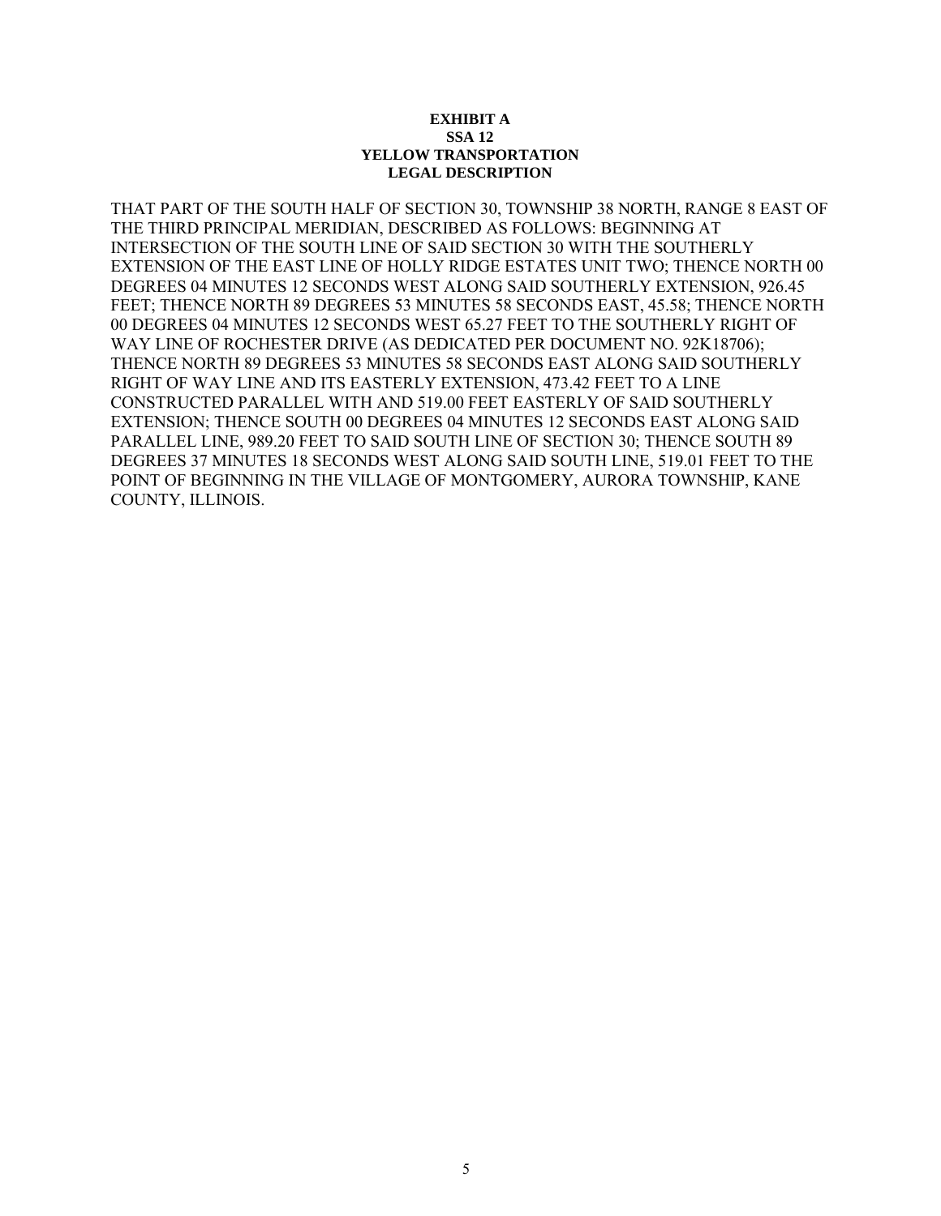**EXHIBIT A**
**SSA 12**
**YELLOW TRANSPORTATION**
**LEGAL DESCRIPTION**

THAT PART OF THE SOUTH HALF OF SECTION 30, TOWNSHIP 38 NORTH, RANGE 8 EAST OF THE THIRD PRINCIPAL MERIDIAN, DESCRIBED AS FOLLOWS: BEGINNING AT INTERSECTION OF THE SOUTH LINE OF SAID SECTION 30 WITH THE SOUTHERLY EXTENSION OF THE EAST LINE OF HOLLY RIDGE ESTATES UNIT TWO; THENCE NORTH 00 DEGREES 04 MINUTES 12 SECONDS WEST ALONG SAID SOUTHERLY EXTENSION, 926.45 FEET; THENCE NORTH 89 DEGREES 53 MINUTES 58 SECONDS EAST, 45.58; THENCE NORTH 00 DEGREES 04 MINUTES 12 SECONDS WEST 65.27 FEET TO THE SOUTHERLY RIGHT OF WAY LINE OF ROCHESTER DRIVE (AS DEDICATED PER DOCUMENT NO. 92K18706); THENCE NORTH 89 DEGREES 53 MINUTES 58 SECONDS EAST ALONG SAID SOUTHERLY RIGHT OF WAY LINE AND ITS EASTERLY EXTENSION, 473.42 FEET TO A LINE CONSTRUCTED PARALLEL WITH AND 519.00 FEET EASTERLY OF SAID SOUTHERLY EXTENSION; THENCE SOUTH 00 DEGREES 04 MINUTES 12 SECONDS EAST ALONG SAID PARALLEL LINE, 989.20 FEET TO SAID SOUTH LINE OF SECTION 30; THENCE SOUTH 89 DEGREES 37 MINUTES 18 SECONDS WEST ALONG SAID SOUTH LINE, 519.01 FEET TO THE POINT OF BEGINNING IN THE VILLAGE OF MONTGOMERY, AURORA TOWNSHIP, KANE COUNTY, ILLINOIS.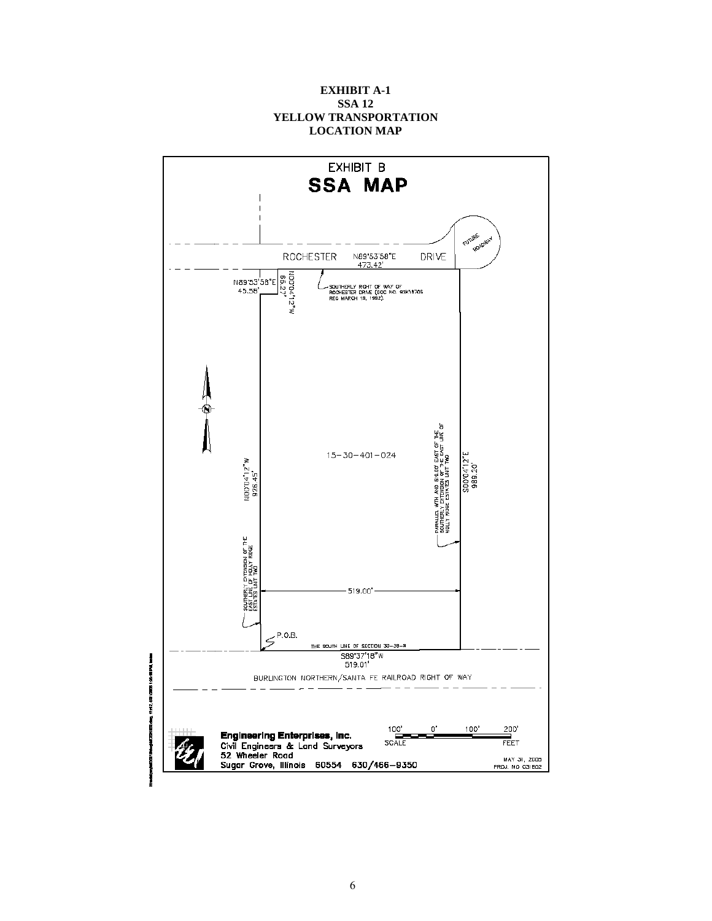**EXHIBIT A-1**
**SSA 12**
**YELLOW TRANSPORTATION**
**LOCATION MAP**

EXHIBIT B

# SSA MAP

FUTURE ROADWAY

ROCHESTER N89°53'58"E DRIVE
473.42'

N89°53'58"E
45.58'

N00°04'12"W
65.27'

SOUTHERLY RIGHT OF WAY OF ROCHESTER DRIVE (DOC NO. 92K18706 REC MARCH 19, 1992).

15-30-401-024

N00°04'12"W
926.45'

PARALLEL WITH AND 519.00' EAST OF THE SOUTHERLY EXTENSION OF THE EAST LINE OF HOLLY RIDGE ESTATES UNIT TWO

S00°04'12"E
989.20'

SOUTHERLY EXTENSION OF THE EAST LINE OF HOLLY RIDGE ESTATES UNIT TWO

519.00'

P.O.B.

THE SOUTH LINE OF SECTION 30-38-8

S89°37'18"W
519.01'

BURLINGTON NORTHERN/SANTA FE RAILROAD RIGHT OF WAY

**Engineering Enterprises, Inc.**
Civil Engineers & Land Surveyors
52 Wheeler Road
Sugar Grove, Illinois 60554 630/466-9350

SCALE 100' 0' 100' 200' FEET

MAY 31, 2005
PROJ. NO C31E02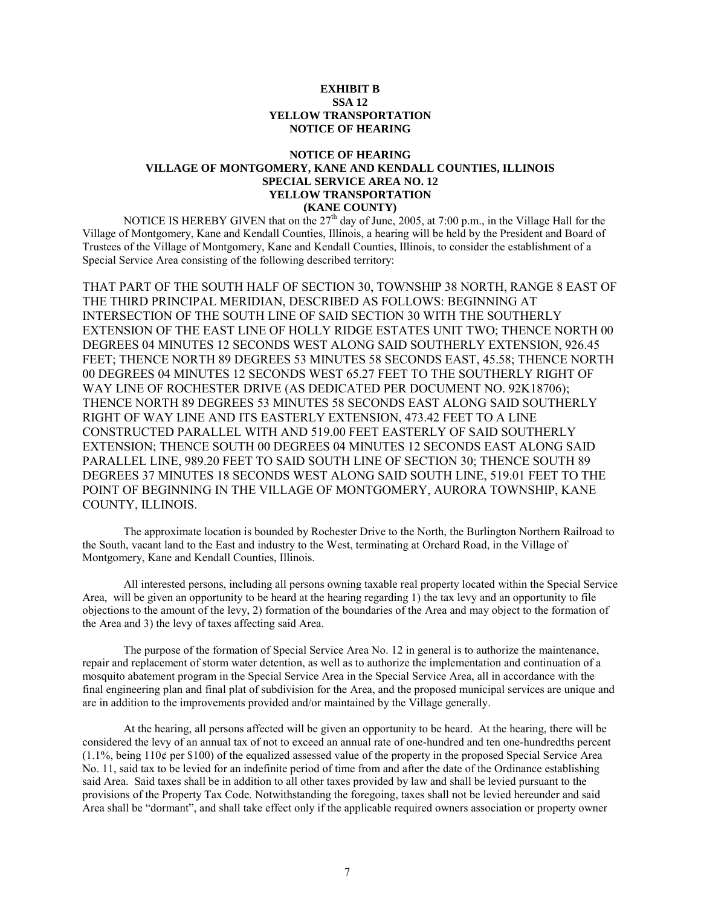**EXHIBIT B**
**SSA 12**
**YELLOW TRANSPORTATION**
**NOTICE OF HEARING**

**NOTICE OF HEARING**
**VILLAGE OF MONTGOMERY, KANE AND KENDALL COUNTIES, ILLINOIS**
**SPECIAL SERVICE AREA NO. 12**
**YELLOW TRANSPORTATION**
**(KANE COUNTY)**

NOTICE IS HEREBY GIVEN that on the 27th day of June, 2005, at 7:00 p.m., in the Village Hall for the Village of Montgomery, Kane and Kendall Counties, Illinois, a hearing will be held by the President and Board of Trustees of the Village of Montgomery, Kane and Kendall Counties, Illinois, to consider the establishment of a Special Service Area consisting of the following described territory:

THAT PART OF THE SOUTH HALF OF SECTION 30, TOWNSHIP 38 NORTH, RANGE 8 EAST OF THE THIRD PRINCIPAL MERIDIAN, DESCRIBED AS FOLLOWS: BEGINNING AT INTERSECTION OF THE SOUTH LINE OF SAID SECTION 30 WITH THE SOUTHERLY EXTENSION OF THE EAST LINE OF HOLLY RIDGE ESTATES UNIT TWO; THENCE NORTH 00 DEGREES 04 MINUTES 12 SECONDS WEST ALONG SAID SOUTHERLY EXTENSION, 926.45 FEET; THENCE NORTH 89 DEGREES 53 MINUTES 58 SECONDS EAST, 45.58; THENCE NORTH 00 DEGREES 04 MINUTES 12 SECONDS WEST 65.27 FEET TO THE SOUTHERLY RIGHT OF WAY LINE OF ROCHESTER DRIVE (AS DEDICATED PER DOCUMENT NO. 92K18706); THENCE NORTH 89 DEGREES 53 MINUTES 58 SECONDS EAST ALONG SAID SOUTHERLY RIGHT OF WAY LINE AND ITS EASTERLY EXTENSION, 473.42 FEET TO A LINE CONSTRUCTED PARALLEL WITH AND 519.00 FEET EASTERLY OF SAID SOUTHERLY EXTENSION; THENCE SOUTH 00 DEGREES 04 MINUTES 12 SECONDS EAST ALONG SAID PARALLEL LINE, 989.20 FEET TO SAID SOUTH LINE OF SECTION 30; THENCE SOUTH 89 DEGREES 37 MINUTES 18 SECONDS WEST ALONG SAID SOUTH LINE, 519.01 FEET TO THE POINT OF BEGINNING IN THE VILLAGE OF MONTGOMERY, AURORA TOWNSHIP, KANE COUNTY, ILLINOIS.

The approximate location is bounded by Rochester Drive to the North, the Burlington Northern Railroad to the South, vacant land to the East and industry to the West, terminating at Orchard Road, in the Village of Montgomery, Kane and Kendall Counties, Illinois.

All interested persons, including all persons owning taxable real property located within the Special Service Area, will be given an opportunity to be heard at the hearing regarding 1) the tax levy and an opportunity to file objections to the amount of the levy, 2) formation of the boundaries of the Area and may object to the formation of the Area and 3) the levy of taxes affecting said Area.

The purpose of the formation of Special Service Area No. 12 in general is to authorize the maintenance, repair and replacement of storm water detention, as well as to authorize the implementation and continuation of a mosquito abatement program in the Special Service Area in the Special Service Area, all in accordance with the final engineering plan and final plat of subdivision for the Area, and the proposed municipal services are unique and are in addition to the improvements provided and/or maintained by the Village generally.

At the hearing, all persons affected will be given an opportunity to be heard. At the hearing, there will be considered the levy of an annual tax of not to exceed an annual rate of one-hundred and ten one-hundredths percent (1.1%, being 110¢ per $100) of the equalized assessed value of the property in the proposed Special Service Area No. 11, said tax to be levied for an indefinite period of time from and after the date of the Ordinance establishing said Area. Said taxes shall be in addition to all other taxes provided by law and shall be levied pursuant to the provisions of the Property Tax Code. Notwithstanding the foregoing, taxes shall not be levied hereunder and said Area shall be "dormant", and shall take effect only if the applicable required owners association or property owner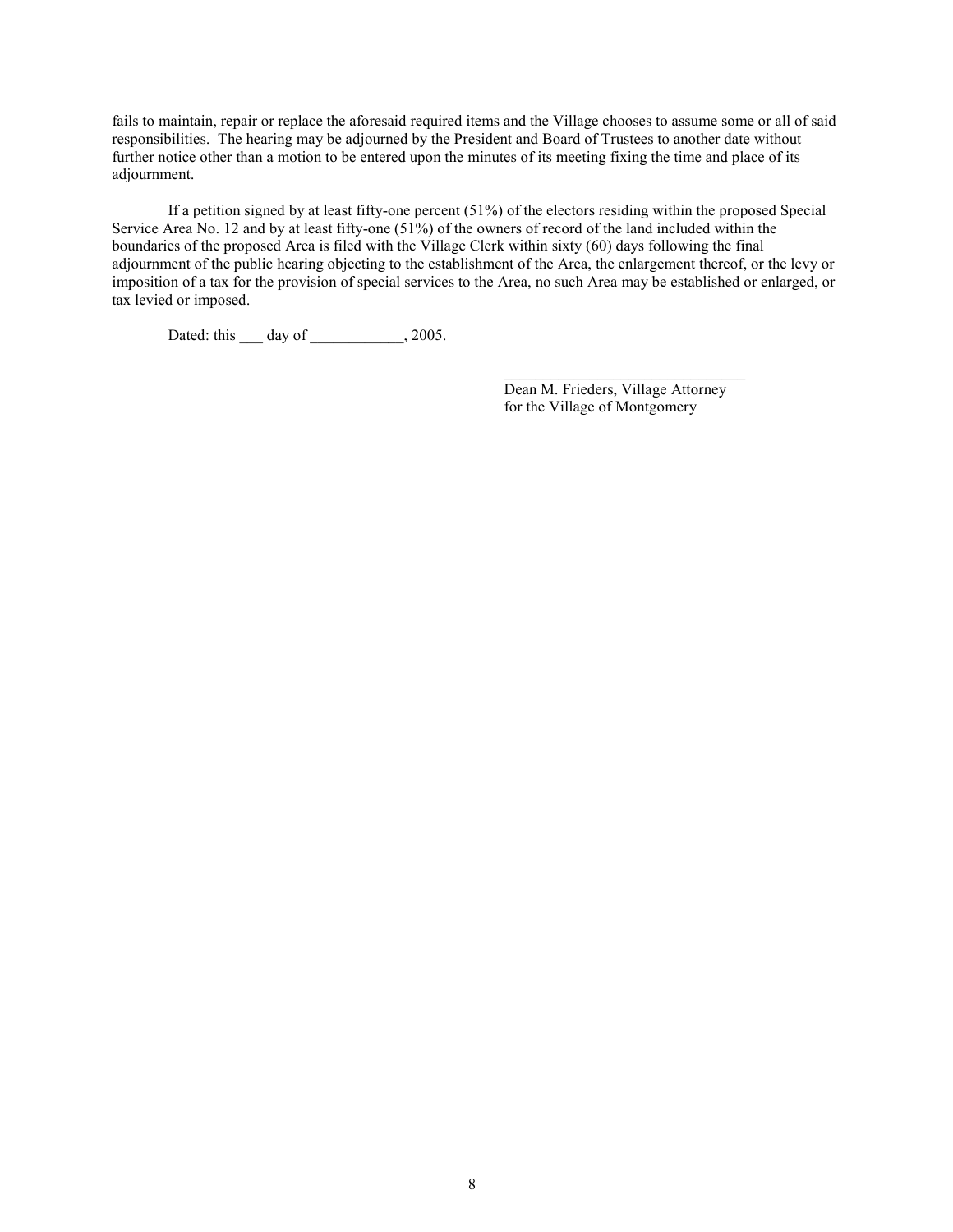fails to maintain, repair or replace the aforesaid required items and the Village chooses to assume some or all of said responsibilities. The hearing may be adjourned by the President and Board of Trustees to another date without further notice other than a motion to be entered upon the minutes of its meeting fixing the time and place of its adjournment.

If a petition signed by at least fifty-one percent (51%) of the electors residing within the proposed Special Service Area No. 12 and by at least fifty-one (51%) of the owners of record of the land included within the boundaries of the proposed Area is filed with the Village Clerk within sixty (60) days following the final adjournment of the public hearing objecting to the establishment of the Area, the enlargement thereof, or the levy or imposition of a tax for the provision of special services to the Area, no such Area may be established or enlarged, or tax levied or imposed.

Dated: this ___ day of ____________, 2005.

\_\_\_\_\_\_\_\_\_\_\_\_\_\_\_\_\_\_\_\_\_\_\_\_\_\_\_\_\_\_\_
Dean M. Frieders, Village Attorney
for the Village of Montgomery